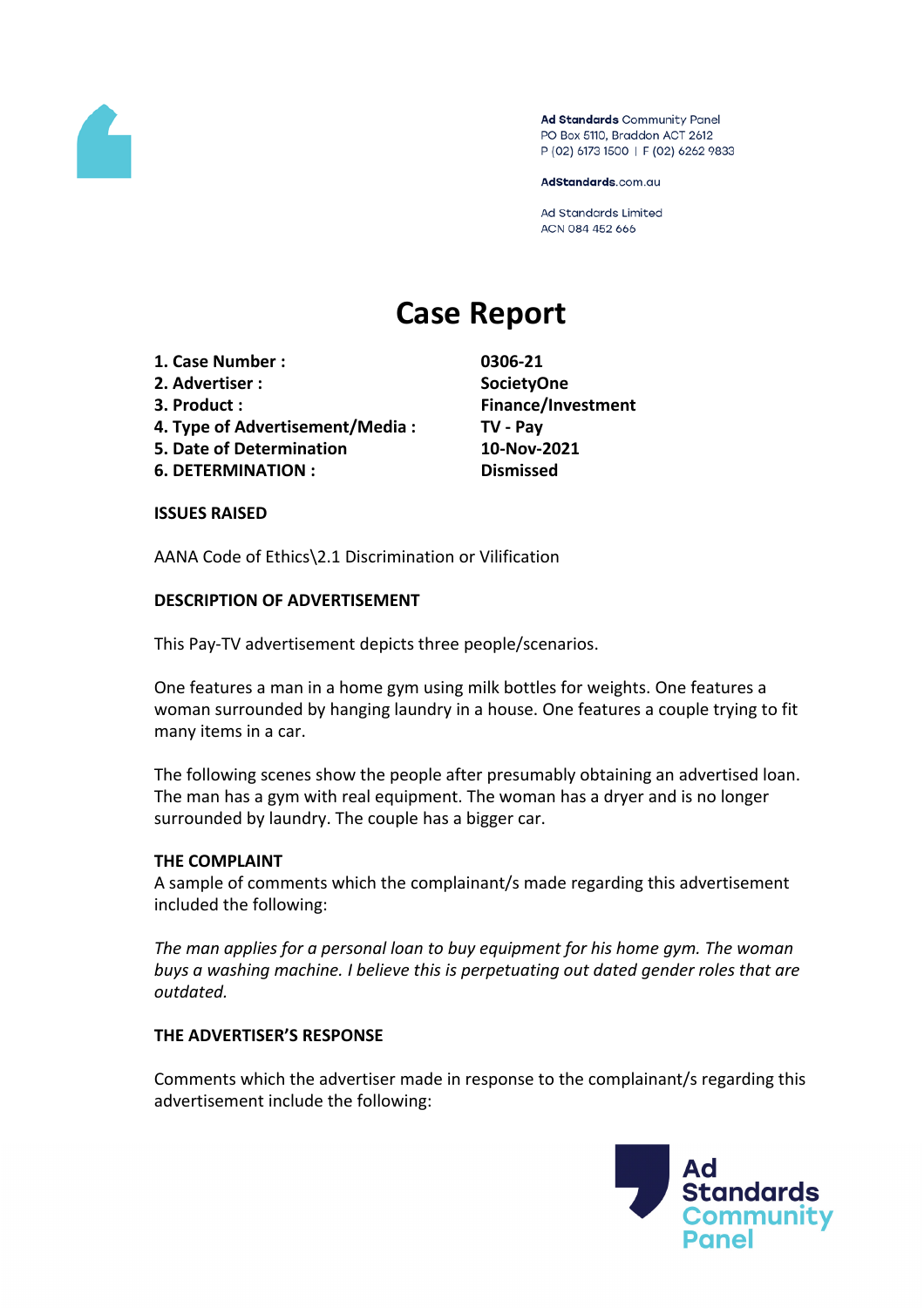Ad Standards Community Panel
PO Box 5110, Braddon ACT 2612
P (02) 6173 1500 | F (02) 6262 9833

AdStandards.com.au

Ad Standards Limited
ACN 084 452 666

# Case Report

| | |
|---|---|
| **1. Case Number :** | **0306-21** |
| **2. Advertiser :** | **SocietyOne** |
| **3. Product :** | **Finance/Investment** |
| **4. Type of Advertisement/Media :** | **TV - Pay** |
| **5. Date of Determination** | **10-Nov-2021** |
| **6. DETERMINATION :** | **Dismissed** |

**ISSUES RAISED**

AANA Code of Ethics\2.1 Discrimination or Vilification

**DESCRIPTION OF ADVERTISEMENT**

This Pay-TV advertisement depicts three people/scenarios.

One features a man in a home gym using milk bottles for weights. One features a woman surrounded by hanging laundry in a house. One features a couple trying to fit many items in a car.

The following scenes show the people after presumably obtaining an advertised loan. The man has a gym with real equipment. The woman has a dryer and is no longer surrounded by laundry. The couple has a bigger car.

**THE COMPLAINT**

A sample of comments which the complainant/s made regarding this advertisement included the following:

*The man applies for a personal loan to buy equipment for his home gym. The woman buys a washing machine. I believe this is perpetuating out dated gender roles that are outdated.*

**THE ADVERTISER'S RESPONSE**

Comments which the advertiser made in response to the complainant/s regarding this advertisement include the following: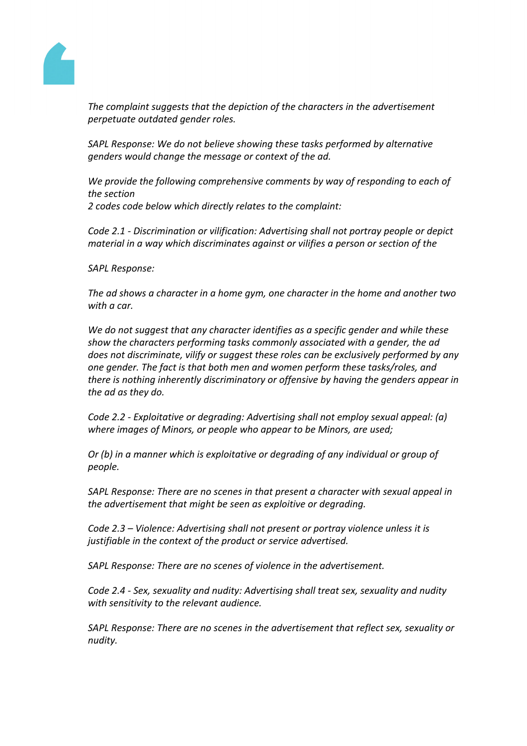*The complaint suggests that the depiction of the characters in the advertisement perpetuate outdated gender roles.*

*SAPL Response: We do not believe showing these tasks performed by alternative genders would change the message or context of the ad.*

*We provide the following comprehensive comments by way of responding to each of the section*
*2 codes code below which directly relates to the complaint:*

*Code 2.1 - Discrimination or vilification: Advertising shall not portray people or depict material in a way which discriminates against or vilifies a person or section of the*

*SAPL Response:*

*The ad shows a character in a home gym, one character in the home and another two with a car.*

*We do not suggest that any character identifies as a specific gender and while these show the characters performing tasks commonly associated with a gender, the ad does not discriminate, vilify or suggest these roles can be exclusively performed by any one gender. The fact is that both men and women perform these tasks/roles, and there is nothing inherently discriminatory or offensive by having the genders appear in the ad as they do.*

*Code 2.2 - Exploitative or degrading: Advertising shall not employ sexual appeal: (a) where images of Minors, or people who appear to be Minors, are used;*

*Or (b) in a manner which is exploitative or degrading of any individual or group of people.*

*SAPL Response: There are no scenes in that present a character with sexual appeal in the advertisement that might be seen as exploitive or degrading.*

*Code 2.3 – Violence: Advertising shall not present or portray violence unless it is justifiable in the context of the product or service advertised.*

*SAPL Response: There are no scenes of violence in the advertisement.*

*Code 2.4 - Sex, sexuality and nudity: Advertising shall treat sex, sexuality and nudity with sensitivity to the relevant audience.*

*SAPL Response: There are no scenes in the advertisement that reflect sex, sexuality or nudity.*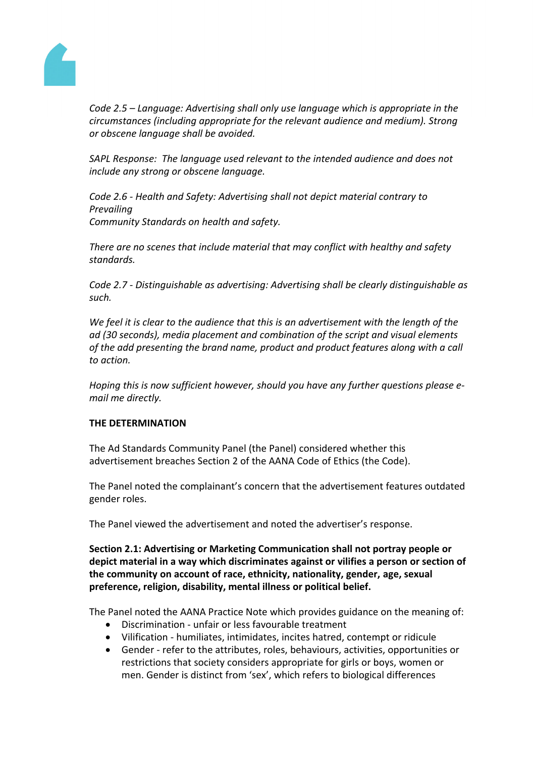*Code 2.5 – Language: Advertising shall only use language which is appropriate in the circumstances (including appropriate for the relevant audience and medium). Strong or obscene language shall be avoided.*

*SAPL Response: The language used relevant to the intended audience and does not include any strong or obscene language.*

*Code 2.6 - Health and Safety: Advertising shall not depict material contrary to Prevailing*
*Community Standards on health and safety.*

*There are no scenes that include material that may conflict with healthy and safety standards.*

*Code 2.7 - Distinguishable as advertising: Advertising shall be clearly distinguishable as such.*

*We feel it is clear to the audience that this is an advertisement with the length of the ad (30 seconds), media placement and combination of the script and visual elements of the add presenting the brand name, product and product features along with a call to action.*

*Hoping this is now sufficient however, should you have any further questions please e-mail me directly.*

**THE DETERMINATION**

The Ad Standards Community Panel (the Panel) considered whether this advertisement breaches Section 2 of the AANA Code of Ethics (the Code).

The Panel noted the complainant's concern that the advertisement features outdated gender roles.

The Panel viewed the advertisement and noted the advertiser's response.

**Section 2.1: Advertising or Marketing Communication shall not portray people or depict material in a way which discriminates against or vilifies a person or section of the community on account of race, ethnicity, nationality, gender, age, sexual preference, religion, disability, mental illness or political belief.**

The Panel noted the AANA Practice Note which provides guidance on the meaning of:

- Discrimination - unfair or less favourable treatment
- Vilification - humiliates, intimidates, incites hatred, contempt or ridicule
- Gender - refer to the attributes, roles, behaviours, activities, opportunities or restrictions that society considers appropriate for girls or boys, women or men. Gender is distinct from 'sex', which refers to biological differences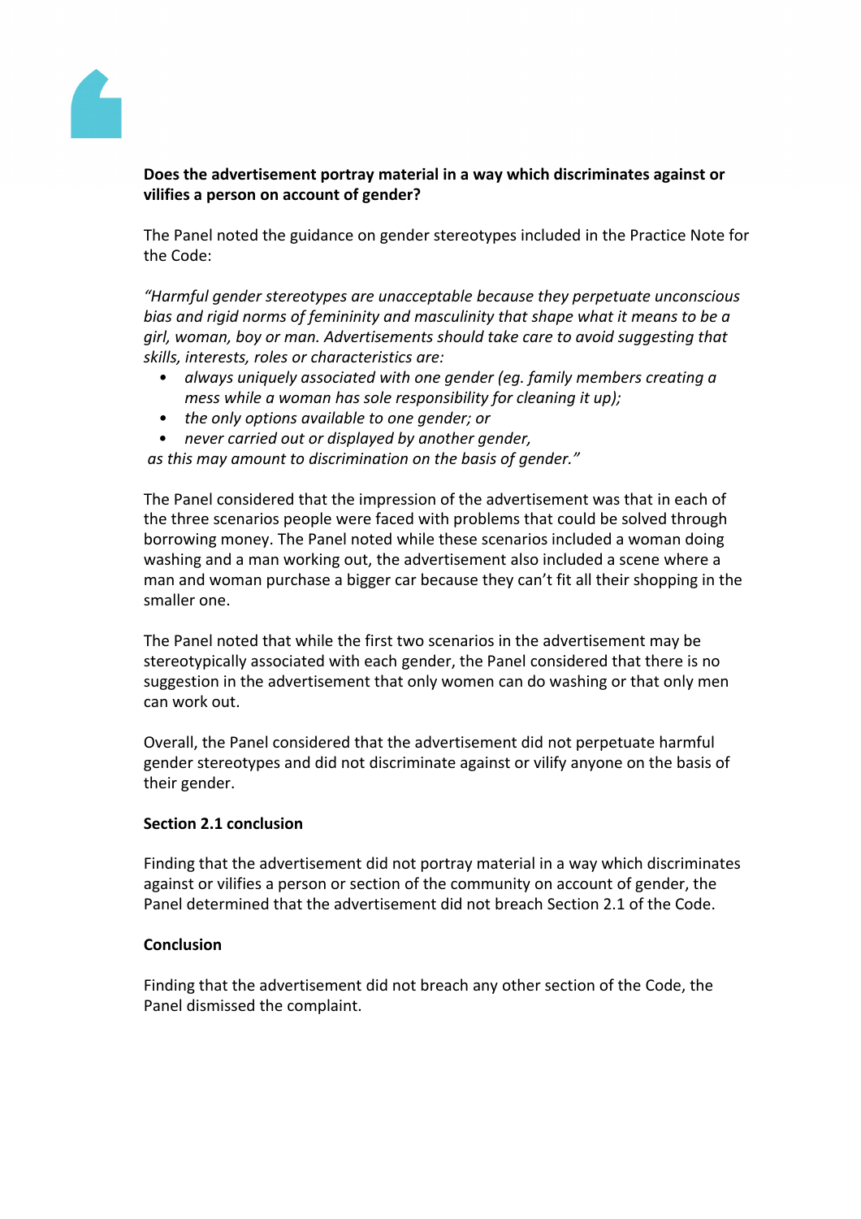**Does the advertisement portray material in a way which discriminates against or vilifies a person on account of gender?**

The Panel noted the guidance on gender stereotypes included in the Practice Note for the Code:

*"Harmful gender stereotypes are unacceptable because they perpetuate unconscious bias and rigid norms of femininity and masculinity that shape what it means to be a girl, woman, boy or man. Advertisements should take care to avoid suggesting that skills, interests, roles or characteristics are:*

- *always uniquely associated with one gender (eg. family members creating a mess while a woman has sole responsibility for cleaning it up);*
- *the only options available to one gender; or*
- *never carried out or displayed by another gender,*

*as this may amount to discrimination on the basis of gender."*

The Panel considered that the impression of the advertisement was that in each of the three scenarios people were faced with problems that could be solved through borrowing money. The Panel noted while these scenarios included a woman doing washing and a man working out, the advertisement also included a scene where a man and woman purchase a bigger car because they can't fit all their shopping in the smaller one.

The Panel noted that while the first two scenarios in the advertisement may be stereotypically associated with each gender, the Panel considered that there is no suggestion in the advertisement that only women can do washing or that only men can work out.

Overall, the Panel considered that the advertisement did not perpetuate harmful gender stereotypes and did not discriminate against or vilify anyone on the basis of their gender.

**Section 2.1 conclusion**

Finding that the advertisement did not portray material in a way which discriminates against or vilifies a person or section of the community on account of gender, the Panel determined that the advertisement did not breach Section 2.1 of the Code.

**Conclusion**

Finding that the advertisement did not breach any other section of the Code, the Panel dismissed the complaint.